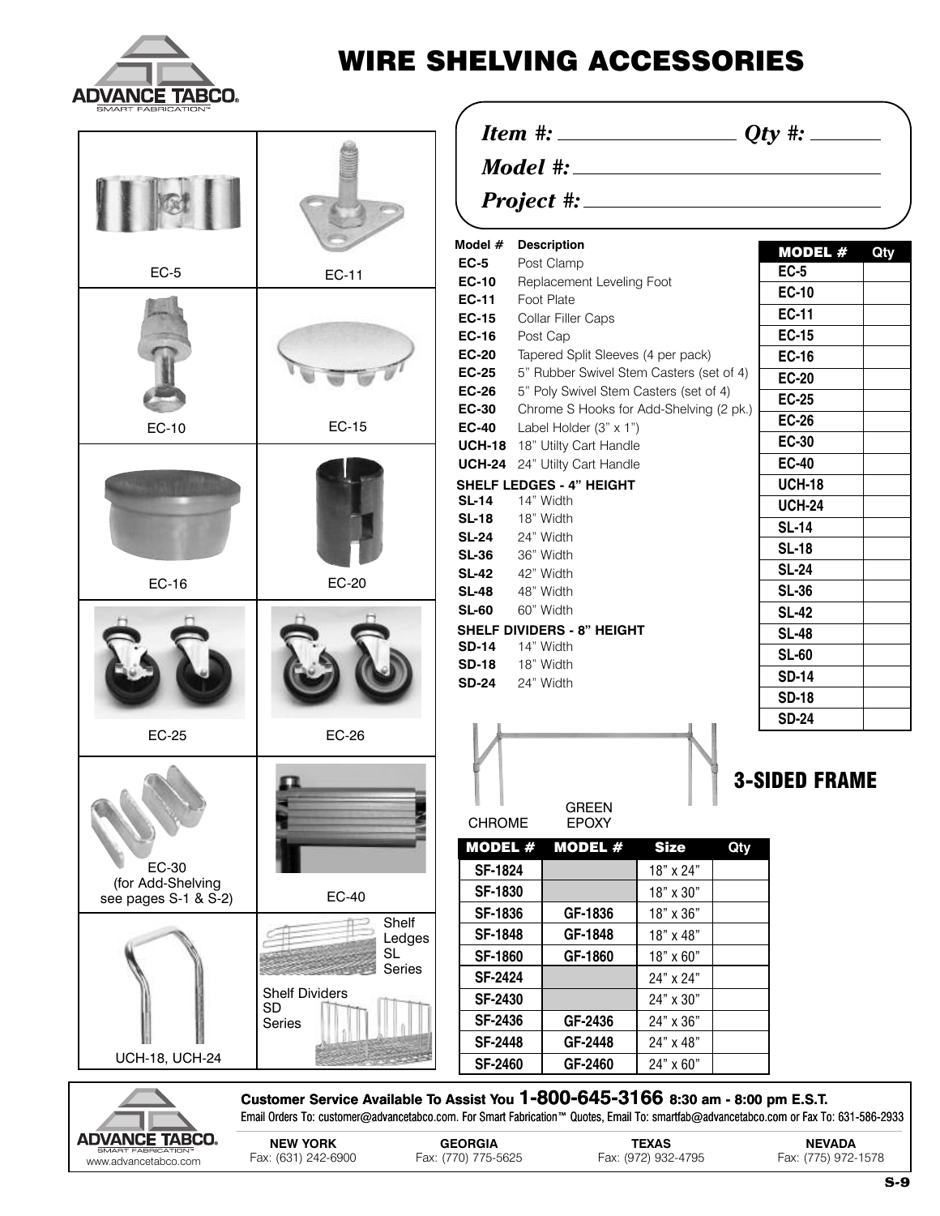# WIRE SHELVING ACCESSORIES

EC-5

EC-11

EC-10

EC-15

EC-16

EC-20

EC-25

EC-26

EC-30
(for Add-Shelving
see pages S-1 & S-2)

EC-40

UCH-18, UCH-24

Shelf Ledges SL Series

Shelf Dividers SD Series

*Item #:* ________________ *Qty #:* ______

*Model #:* ________________________

*Project #:* ________________________

| Model # | Description |
|---|---|
| **EC-5** | Post Clamp |
| **EC-10** | Replacement Leveling Foot |
| **EC-11** | Foot Plate |
| **EC-15** | Collar Filler Caps |
| **EC-16** | Post Cap |
| **EC-20** | Tapered Split Sleeves (4 per pack) |
| **EC-25** | 5" Rubber Swivel Stem Casters (set of 4) |
| **EC-26** | 5" Poly Swivel Stem Casters (set of 4) |
| **EC-30** | Chrome S Hooks for Add-Shelving (2 pk.) |
| **EC-40** | Label Holder (3" x 1") |
| **UCH-18** | 18" Utilty Cart Handle |
| **UCH-24** | 24" Utilty Cart Handle |
| **SHELF LEDGES - 4" HEIGHT** | |
| **SL-14** | 14" Width |
| **SL-18** | 18" Width |
| **SL-24** | 24" Width |
| **SL-36** | 36" Width |
| **SL-42** | 42" Width |
| **SL-48** | 48" Width |
| **SL-60** | 60" Width |
| **SHELF DIVIDERS - 8" HEIGHT** | |
| **SD-14** | 14" Width |
| **SD-18** | 18" Width |
| **SD-24** | 24" Width |

| MODEL # | Qty |
|---|---|
| EC-5 | |
| EC-10 | |
| EC-11 | |
| EC-15 | |
| EC-16 | |
| EC-20 | |
| EC-25 | |
| EC-26 | |
| EC-30 | |
| EC-40 | |
| UCH-18 | |
| UCH-24 | |
| SL-14 | |
| SL-18 | |
| SL-24 | |
| SL-36 | |
| SL-42 | |
| SL-48 | |
| SL-60 | |
| SD-14 | |
| SD-18 | |
| SD-24 | |

## 3-SIDED FRAME

| CHROME MODEL # | GREEN EPOXY MODEL # | Size | Qty |
|---|---|---|---|
| SF-1824 | | 18" x 24" | |
| SF-1830 | | 18" x 30" | |
| SF-1836 | GF-1836 | 18" x 36" | |
| SF-1848 | GF-1848 | 18" x 48" | |
| SF-1860 | GF-1860 | 18" x 60" | |
| SF-2424 | | 24" x 24" | |
| SF-2430 | | 24" x 30" | |
| SF-2436 | GF-2436 | 24" x 36" | |
| SF-2448 | GF-2448 | 24" x 48" | |
| SF-2460 | GF-2460 | 24" x 60" | |

**Customer Service Available To Assist You 1-800-645-3166 8:30 am - 8:00 pm E.S.T.**

Email Orders To: customer@advancetabco.com. For Smart Fabrication™ Quotes, Email To: smartfab@advancetabco.com or Fax To: 631-586-2933

www.advancetabco.com

| NEW YORK | GEORGIA | TEXAS | NEVADA |
|---|---|---|---|
| Fax: (631) 242-6900 | Fax: (770) 775-5625 | Fax: (972) 932-4795 | Fax: (775) 972-1578 |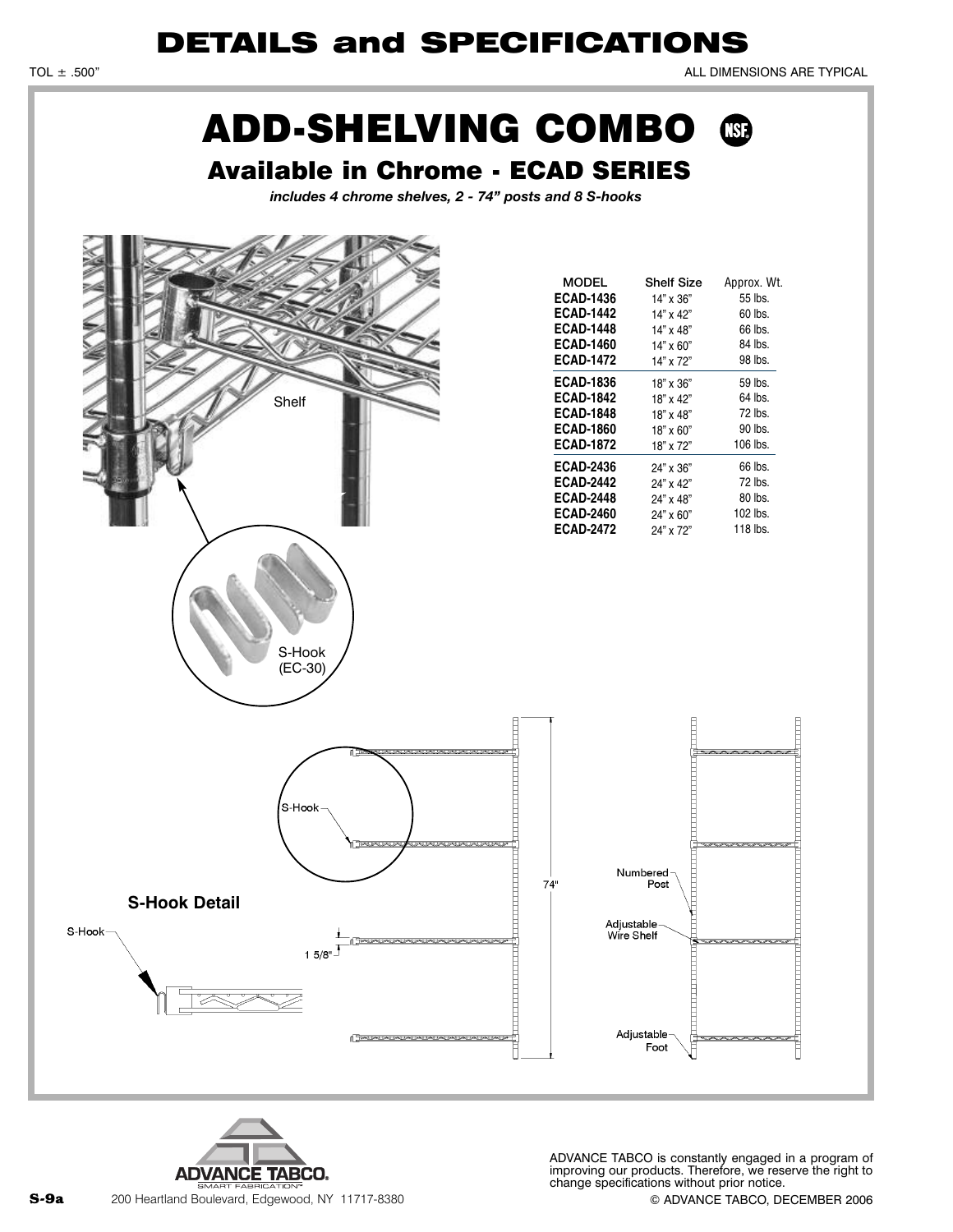# DETAILS and SPECIFICATIONS

TOL ± .500" ALL DIMENSIONS ARE TYPICAL

## ADD-SHELVING COMBO

### Available in Chrome - ECAD SERIES

*includes 4 chrome shelves, 2 - 74" posts and 8 S-hooks*

Shelf

S-Hook (EC-30)

| MODEL | Shelf Size | Approx. Wt. |
|---|---|---|
| **ECAD-1436** | 14" x 36" | 55 lbs. |
| **ECAD-1442** | 14" x 42" | 60 lbs. |
| **ECAD-1448** | 14" x 48" | 66 lbs. |
| **ECAD-1460** | 14" x 60" | 84 lbs. |
| **ECAD-1472** | 14" x 72" | 98 lbs. |
| **ECAD-1836** | 18" x 36" | 59 lbs. |
| **ECAD-1842** | 18" x 42" | 64 lbs. |
| **ECAD-1848** | 18" x 48" | 72 lbs. |
| **ECAD-1860** | 18" x 60" | 90 lbs. |
| **ECAD-1872** | 18" x 72" | 106 lbs. |
| **ECAD-2436** | 24" x 36" | 66 lbs. |
| **ECAD-2442** | 24" x 42" | 72 lbs. |
| **ECAD-2448** | 24" x 48" | 80 lbs. |
| **ECAD-2460** | 24" x 60" | 102 lbs. |
| **ECAD-2472** | 24" x 72" | 118 lbs. |

S-Hook

74"

1 5/8"

**S-Hook Detail**

S-Hook

Numbered Post

Adjustable Wire Shelf

Adjustable Foot

ADVANCE TABCO
SMART FABRICATION™

200 Heartland Boulevard, Edgewood, NY 11717-8380

ADVANCE TABCO is constantly engaged in a program of improving our products. Therefore, we reserve the right to change specifications without prior notice.

© ADVANCE TABCO, DECEMBER 2006